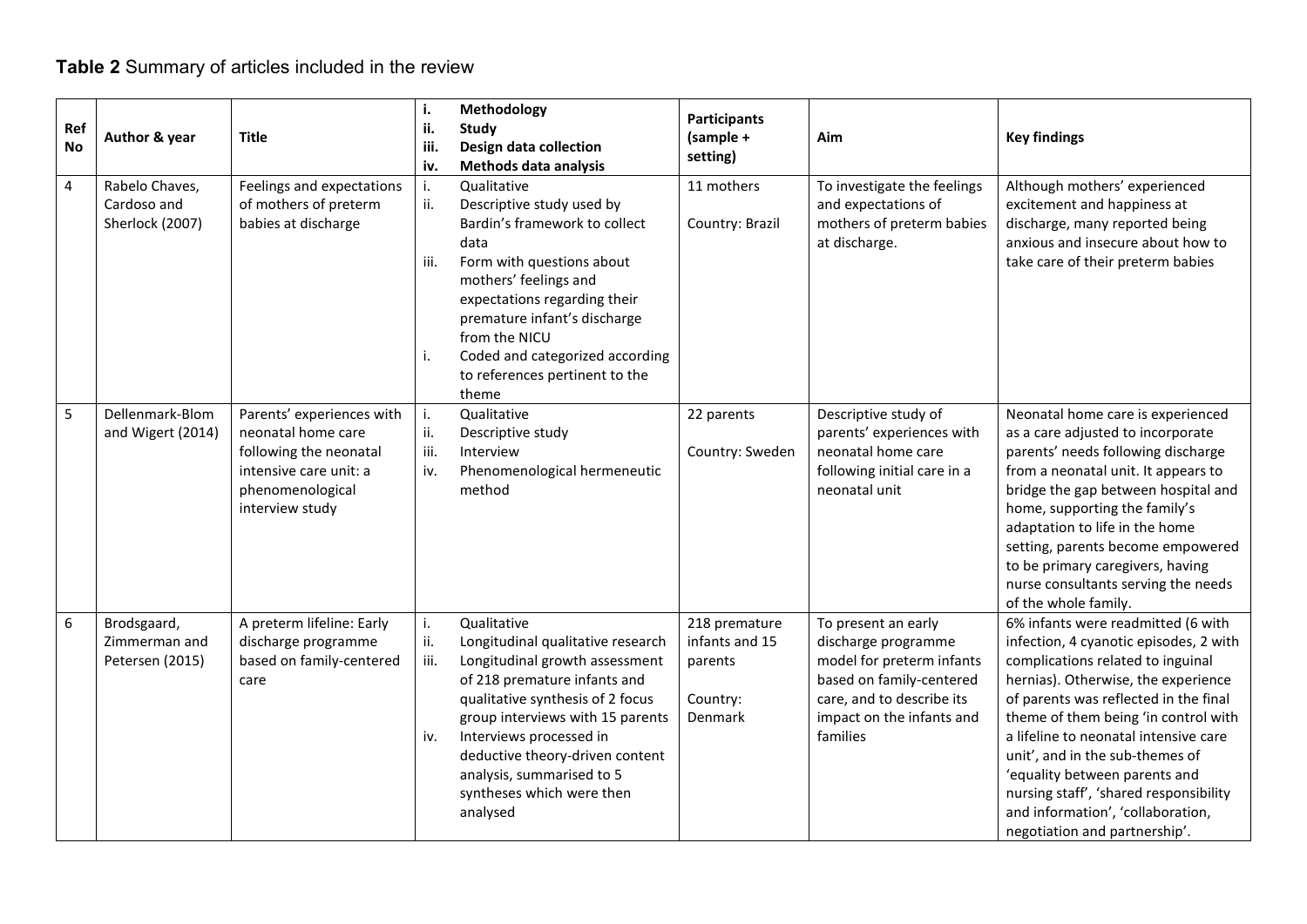**Table 2** Summary of articles included in the review

| Ref No | Author & year | Title | i. Methodology<br>ii. Study<br>iii. Design data collection<br>iv. Methods data analysis | Participants (sample + setting) | Aim | Key findings |
|---|---|---|---|---|---|---|
| 4 | Rabelo Chaves, Cardoso and Sherlock (2007) | Feelings and expectations of mothers of preterm babies at discharge | i. Qualitative<br>ii. Descriptive study used by Bardin's framework to collect data<br>iii. Form with questions about mothers' feelings and expectations regarding their premature infant's discharge from the NICU<br>i. Coded and categorized according to references pertinent to the theme | 11 mothers<br><br>Country: Brazil | To investigate the feelings and expectations of mothers of preterm babies at discharge. | Although mothers' experienced excitement and happiness at discharge, many reported being anxious and insecure about how to take care of their preterm babies |
| 5 | Dellenmark-Blom and Wigert (2014) | Parents' experiences with neonatal home care following the neonatal intensive care unit: a phenomenological interview study | i. Qualitative<br>ii. Descriptive study<br>iii. Interview<br>iv. Phenomenological hermeneutic method | 22 parents<br><br>Country: Sweden | Descriptive study of parents' experiences with neonatal home care following initial care in a neonatal unit | Neonatal home care is experienced as a care adjusted to incorporate parents' needs following discharge from a neonatal unit. It appears to bridge the gap between hospital and home, supporting the family's adaptation to life in the home setting, parents become empowered to be primary caregivers, having nurse consultants serving the needs of the whole family. |
| 6 | Brodsgaard, Zimmerman and Petersen (2015) | A preterm lifeline: Early discharge programme based on family-centered care | i. Qualitative<br>ii. Longitudinal qualitative research<br>iii. Longitudinal growth assessment of 218 premature infants and qualitative synthesis of 2 focus group interviews with 15 parents<br>iv. Interviews processed in deductive theory-driven content analysis, summarised to 5 syntheses which were then analysed | 218 premature infants and 15 parents<br><br>Country: Denmark | To present an early discharge programme model for preterm infants based on family-centered care, and to describe its impact on the infants and families | 6% infants were readmitted (6 with infection, 4 cyanotic episodes, 2 with complications related to inguinal hernias). Otherwise, the experience of parents was reflected in the final theme of them being 'in control with a lifeline to neonatal intensive care unit', and in the sub-themes of 'equality between parents and nursing staff', 'shared responsibility and information', 'collaboration, negotiation and partnership'. |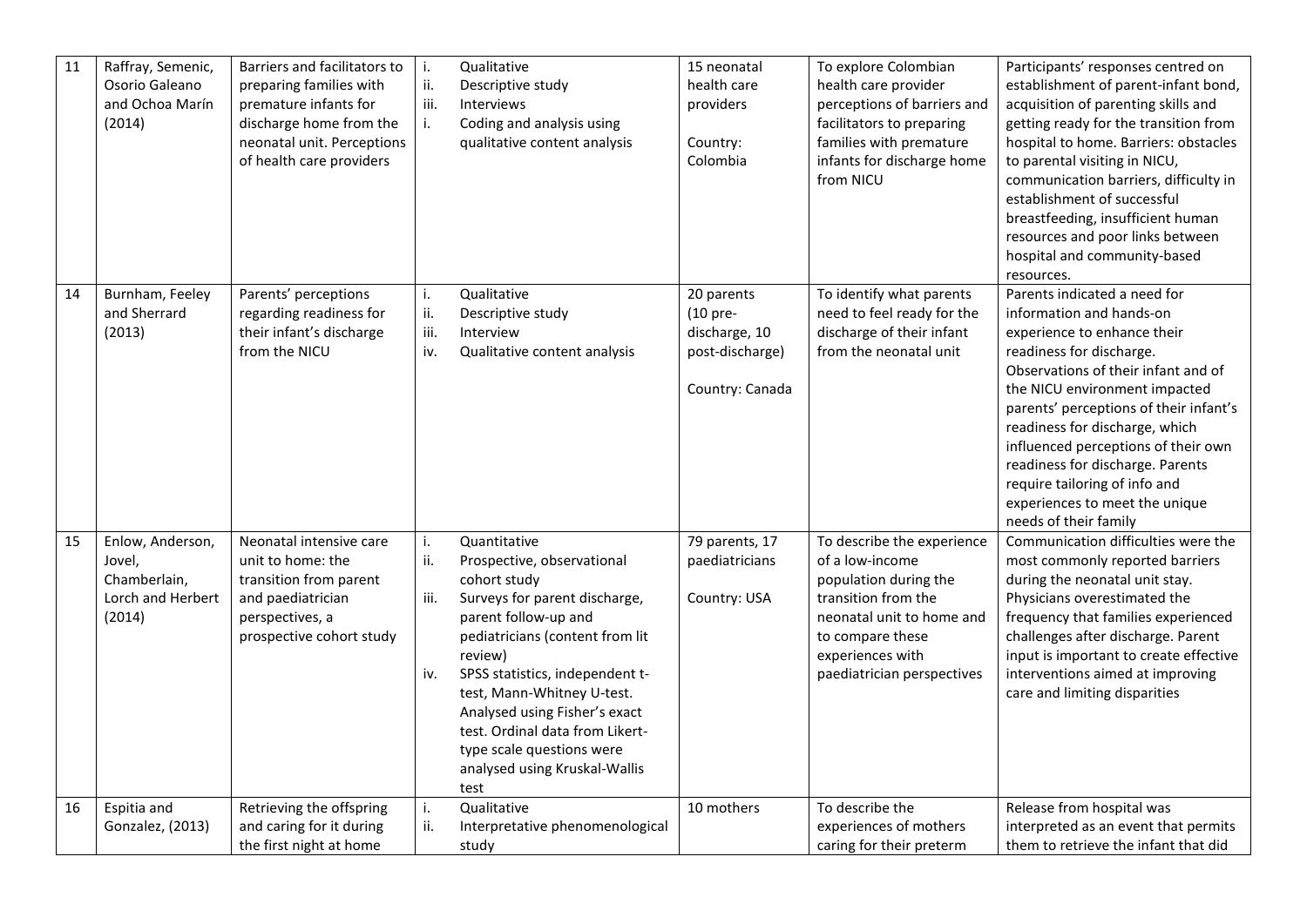| 11 | Raffray, Semenic, Osorio Galeano and Ochoa Marín (2014) | Barriers and facilitators to preparing families with premature infants for discharge home from the neonatal unit. Perceptions of health care providers | i. Qualitative<br>ii. Descriptive study<br>iii. Interviews<br>i. Coding and analysis using qualitative content analysis | 15 neonatal health care providers<br><br>Country: Colombia | To explore Colombian health care provider perceptions of barriers and facilitators to preparing families with premature infants for discharge home from NICU | Participants' responses centred on establishment of parent-infant bond, acquisition of parenting skills and getting ready for the transition from hospital to home. Barriers: obstacles to parental visiting in NICU, communication barriers, difficulty in establishment of successful breastfeeding, insufficient human resources and poor links between hospital and community-based resources. |
|---|---|---|---|---|---|---|
| 14 | Burnham, Feeley and Sherrard (2013) | Parents' perceptions regarding readiness for their infant's discharge from the NICU | i. Qualitative<br>ii. Descriptive study<br>iii. Interview<br>iv. Qualitative content analysis | 20 parents (10 pre-discharge, 10 post-discharge)<br><br>Country: Canada | To identify what parents need to feel ready for the discharge of their infant from the neonatal unit | Parents indicated a need for information and hands-on experience to enhance their readiness for discharge. Observations of their infant and of the NICU environment impacted parents' perceptions of their infant's readiness for discharge, which influenced perceptions of their own readiness for discharge. Parents require tailoring of info and experiences to meet the unique needs of their family |
| 15 | Enlow, Anderson, Jovel, Chamberlain, Lorch and Herbert (2014) | Neonatal intensive care unit to home: the transition from parent and paediatrician perspectives, a prospective cohort study | i. Quantitative<br>ii. Prospective, observational cohort study<br>iii. Surveys for parent discharge, parent follow-up and pediatricians (content from lit review)<br>iv. SPSS statistics, independent t-test, Mann-Whitney U-test. Analysed using Fisher's exact test. Ordinal data from Likert-type scale questions were analysed using Kruskal-Wallis test | 79 parents, 17 paediatricians<br><br>Country: USA | To describe the experience of a low-income population during the transition from the neonatal unit to home and to compare these experiences with paediatrician perspectives | Communication difficulties were the most commonly reported barriers during the neonatal unit stay. Physicians overestimated the frequency that families experienced challenges after discharge. Parent input is important to create effective interventions aimed at improving care and limiting disparities |
| 16 | Espitia and Gonzalez, (2013) | Retrieving the offspring and caring for it during the first night at home | i. Qualitative<br>ii. Interpretative phenomenological study | 10 mothers | To describe the experiences of mothers caring for their preterm | Release from hospital was interpreted as an event that permits them to retrieve the infant that did |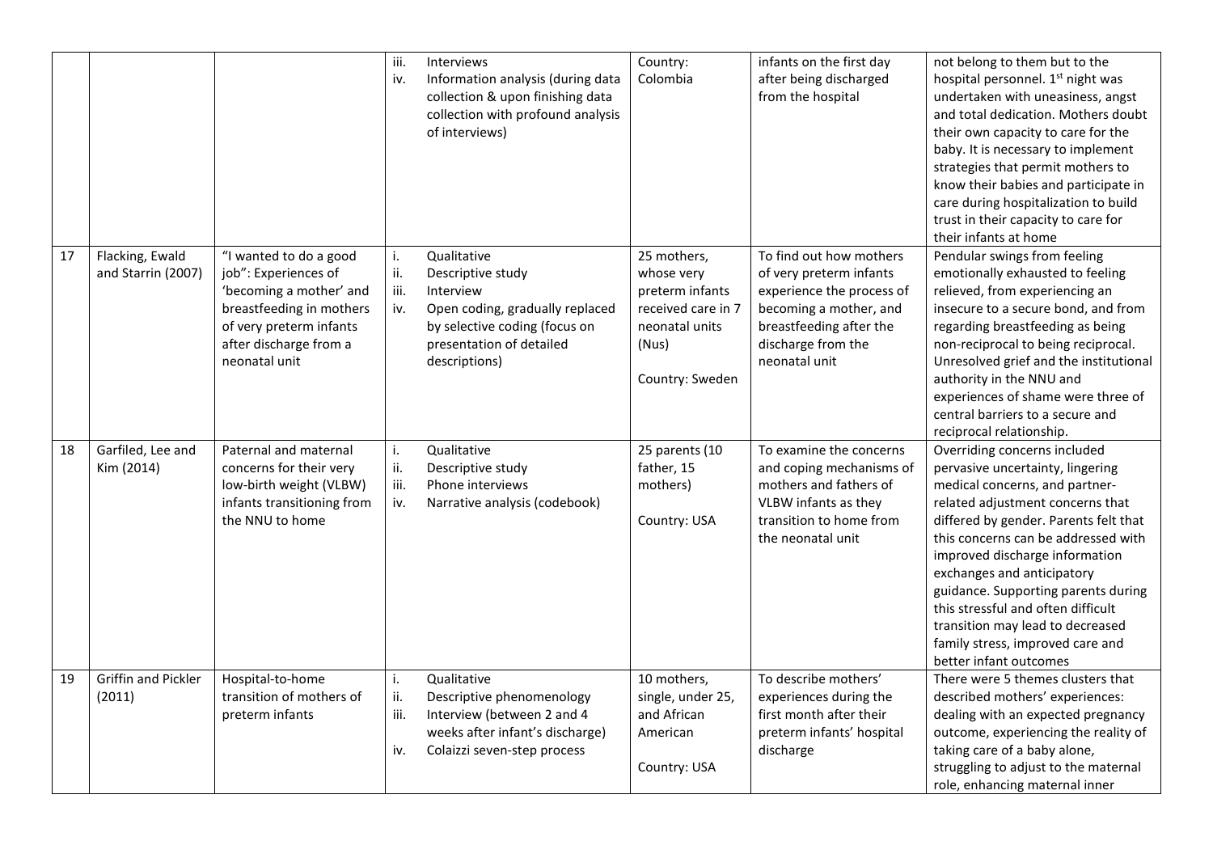| | | | | | | |
|---|---|---|---|---|---|---|
| | | | iii. Interviews<br>iv. Information analysis (during data collection & upon finishing data collection with profound analysis of interviews) | Country: Colombia | infants on the first day after being discharged from the hospital | not belong to them but to the hospital personnel. 1st night was undertaken with uneasiness, angst and total dedication. Mothers doubt their own capacity to care for the baby. It is necessary to implement strategies that permit mothers to know their babies and participate in care during hospitalization to build trust in their capacity to care for their infants at home |
| 17 | Flacking, Ewald and Starrin (2007) | "I wanted to do a good job": Experiences of 'becoming a mother' and breastfeeding in mothers of very preterm infants after discharge from a neonatal unit | i. Qualitative<br>ii. Descriptive study<br>iii. Interview<br>iv. Open coding, gradually replaced by selective coding (focus on presentation of detailed descriptions) | 25 mothers, whose very preterm infants received care in 7 neonatal units (Nus)<br><br>Country: Sweden | To find out how mothers of very preterm infants experience the process of becoming a mother, and breastfeeding after the discharge from the neonatal unit | Pendular swings from feeling emotionally exhausted to feeling relieved, from experiencing an insecure to a secure bond, and from regarding breastfeeding as being non-reciprocal to being reciprocal. Unresolved grief and the institutional authority in the NNU and experiences of shame were three of central barriers to a secure and reciprocal relationship. |
| 18 | Garfiled, Lee and Kim (2014) | Paternal and maternal concerns for their very low-birth weight (VLBW) infants transitioning from the NNU to home | i. Qualitative<br>ii. Descriptive study<br>iii. Phone interviews<br>iv. Narrative analysis (codebook) | 25 parents (10 father, 15 mothers)<br><br>Country: USA | To examine the concerns and coping mechanisms of mothers and fathers of VLBW infants as they transition to home from the neonatal unit | Overriding concerns included pervasive uncertainty, lingering medical concerns, and partner-related adjustment concerns that differed by gender. Parents felt that this concerns can be addressed with improved discharge information exchanges and anticipatory guidance. Supporting parents during this stressful and often difficult transition may lead to decreased family stress, improved care and better infant outcomes |
| 19 | Griffin and Pickler (2011) | Hospital-to-home transition of mothers of preterm infants | i. Qualitative<br>ii. Descriptive phenomenology<br>iii. Interview (between 2 and 4 weeks after infant's discharge)<br>iv. Colaizzi seven-step process | 10 mothers, single, under 25, and African American<br><br>Country: USA | To describe mothers' experiences during the first month after their preterm infants' hospital discharge | There were 5 themes clusters that described mothers' experiences: dealing with an expected pregnancy outcome, experiencing the reality of taking care of a baby alone, struggling to adjust to the maternal role, enhancing maternal inner |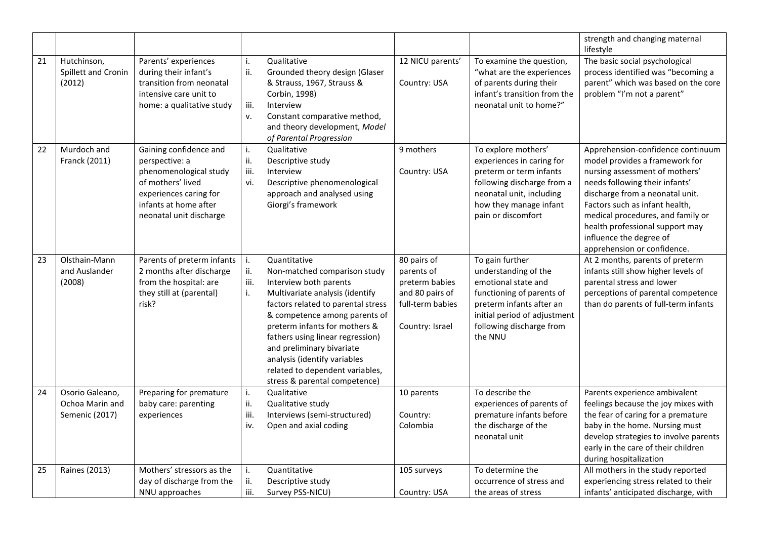| | | | | | | |
|---|---|---|---|---|---|---|
| | | | | | | strength and changing maternal lifestyle |
| 21 | Hutchinson, Spillett and Cronin (2012) | Parents' experiences during their infant's transition from neonatal intensive care unit to home: a qualitative study | i. Qualitative<br>ii. Grounded theory design (Glaser & Strauss, 1967, Strauss & Corbin, 1998)<br>iii. Interview<br>v. Constant comparative method, and theory development, *Model of Parental Progression* | 12 NICU parents'<br><br>Country: USA | To examine the question, "what are the experiences of parents during their infant's transition from the neonatal unit to home?" | The basic social psychological process identified was "becoming a parent" which was based on the core problem "I'm not a parent" |
| 22 | Murdoch and Franck (2011) | Gaining confidence and perspective: a phenomenological study of mothers' lived experiences caring for infants at home after neonatal unit discharge | i. Qualitative<br>ii. Descriptive study<br>iii. Interview<br>vi. Descriptive phenomenological approach and analysed using Giorgi's framework | 9 mothers<br><br>Country: USA | To explore mothers' experiences in caring for preterm or term infants following discharge from a neonatal unit, including how they manage infant pain or discomfort | Apprehension-confidence continuum model provides a framework for nursing assessment of mothers' needs following their infants' discharge from a neonatal unit. Factors such as infant health, medical procedures, and family or health professional support may influence the degree of apprehension or confidence. |
| 23 | Olsthain-Mann and Auslander (2008) | Parents of preterm infants 2 months after discharge from the hospital: are they still at (parental) risk? | i. Quantitative<br>ii. Non-matched comparison study<br>iii. Interview both parents<br>i. Multivariate analysis (identify factors related to parental stress & competence among parents of preterm infants for mothers & fathers using linear regression) and preliminary bivariate analysis (identify variables related to dependent variables, stress & parental competence) | 80 pairs of parents of preterm babies and 80 pairs of full-term babies<br><br>Country: Israel | To gain further understanding of the emotional state and functioning of parents of preterm infants after an initial period of adjustment following discharge from the NNU | At 2 months, parents of preterm infants still show higher levels of parental stress and lower perceptions of parental competence than do parents of full-term infants |
| 24 | Osorio Galeano, Ochoa Marin and Semenic (2017) | Preparing for premature baby care: parenting experiences | i. Qualitative<br>ii. Qualitative study<br>iii. Interviews (semi-structured)<br>iv. Open and axial coding | 10 parents<br><br>Country: Colombia | To describe the experiences of parents of premature infants before the discharge of the neonatal unit | Parents experience ambivalent feelings because the joy mixes with the fear of caring for a premature baby in the home. Nursing must develop strategies to involve parents early in the care of their children during hospitalization |
| 25 | Raines (2013) | Mothers' stressors as the day of discharge from the NNU approaches | i. Quantitative<br>ii. Descriptive study<br>iii. Survey PSS-NICU) | 105 surveys<br><br>Country: USA | To determine the occurrence of stress and the areas of stress | All mothers in the study reported experiencing stress related to their infants' anticipated discharge, with |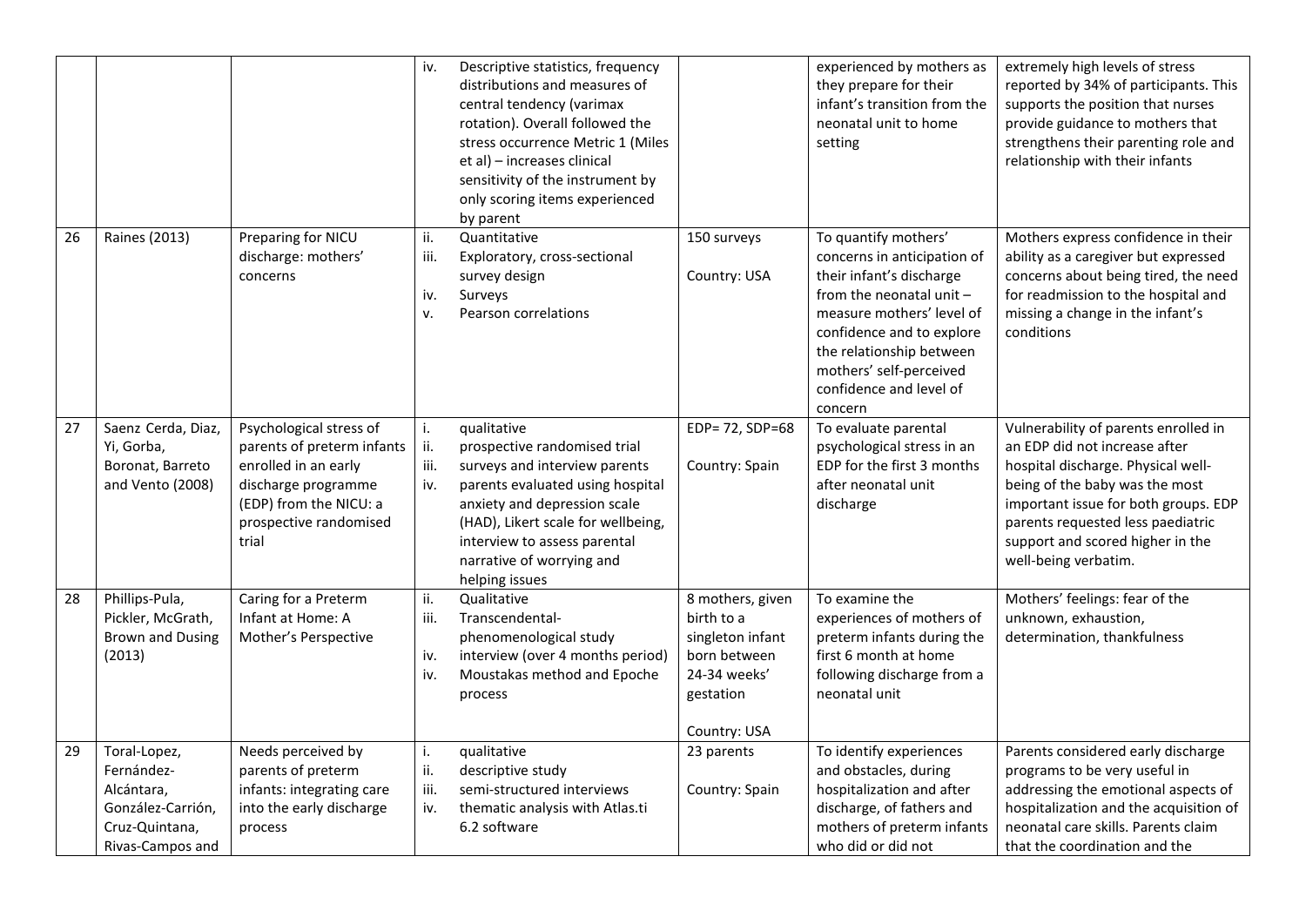| | | | | | | |
|---|---|---|---|---|---|---|
| | | | iv. Descriptive statistics, frequency distributions and measures of central tendency (varimax rotation). Overall followed the stress occurrence Metric 1 (Miles et al) – increases clinical sensitivity of the instrument by only scoring items experienced by parent | | experienced by mothers as they prepare for their infant's transition from the neonatal unit to home setting | extremely high levels of stress reported by 34% of participants. This supports the position that nurses provide guidance to mothers that strengthens their parenting role and relationship with their infants |
| 26 | Raines (2013) | Preparing for NICU discharge: mothers' concerns | ii. Quantitative<br>iii. Exploratory, cross-sectional survey design<br>iv. Surveys<br>v. Pearson correlations | 150 surveys<br><br>Country: USA | To quantify mothers' concerns in anticipation of their infant's discharge from the neonatal unit – measure mothers' level of confidence and to explore the relationship between mothers' self-perceived confidence and level of concern | Mothers express confidence in their ability as a caregiver but expressed concerns about being tired, the need for readmission to the hospital and missing a change in the infant's conditions |
| 27 | Saenz Cerda, Diaz, Yi, Gorba, Boronat, Barreto and Vento (2008) | Psychological stress of parents of preterm infants enrolled in an early discharge programme (EDP) from the NICU: a prospective randomised trial | i. qualitative<br>ii. prospective randomised trial<br>iii. surveys and interview parents<br>iv. parents evaluated using hospital anxiety and depression scale (HAD), Likert scale for wellbeing, interview to assess parental narrative of worrying and helping issues | EDP= 72, SDP=68<br><br>Country: Spain | To evaluate parental psychological stress in an EDP for the first 3 months after neonatal unit discharge | Vulnerability of parents enrolled in an EDP did not increase after hospital discharge. Physical well-being of the baby was the most important issue for both groups. EDP parents requested less paediatric support and scored higher in the well-being verbatim. |
| 28 | Phillips-Pula, Pickler, McGrath, Brown and Dusing (2013) | Caring for a Preterm Infant at Home: A Mother's Perspective | ii. Qualitative<br>iii. Transcendental-phenomenological study<br>iv. interview (over 4 months period)<br>iv. Moustakas method and Epoche process | 8 mothers, given birth to a singleton infant born between 24-34 weeks' gestation<br><br>Country: USA | To examine the experiences of mothers of preterm infants during the first 6 month at home following discharge from a neonatal unit | Mothers' feelings: fear of the unknown, exhaustion, determination, thankfulness |
| 29 | Toral-Lopez, Fernández-Alcántara, González-Carrión, Cruz-Quintana, Rivas-Campos and | Needs perceived by parents of preterm infants: integrating care into the early discharge process | i. qualitative<br>ii. descriptive study<br>iii. semi-structured interviews<br>iv. thematic analysis with Atlas.ti 6.2 software | 23 parents<br><br>Country: Spain | To identify experiences and obstacles, during hospitalization and after discharge, of fathers and mothers of preterm infants who did or did not | Parents considered early discharge programs to be very useful in addressing the emotional aspects of hospitalization and the acquisition of neonatal care skills. Parents claim that the coordination and the |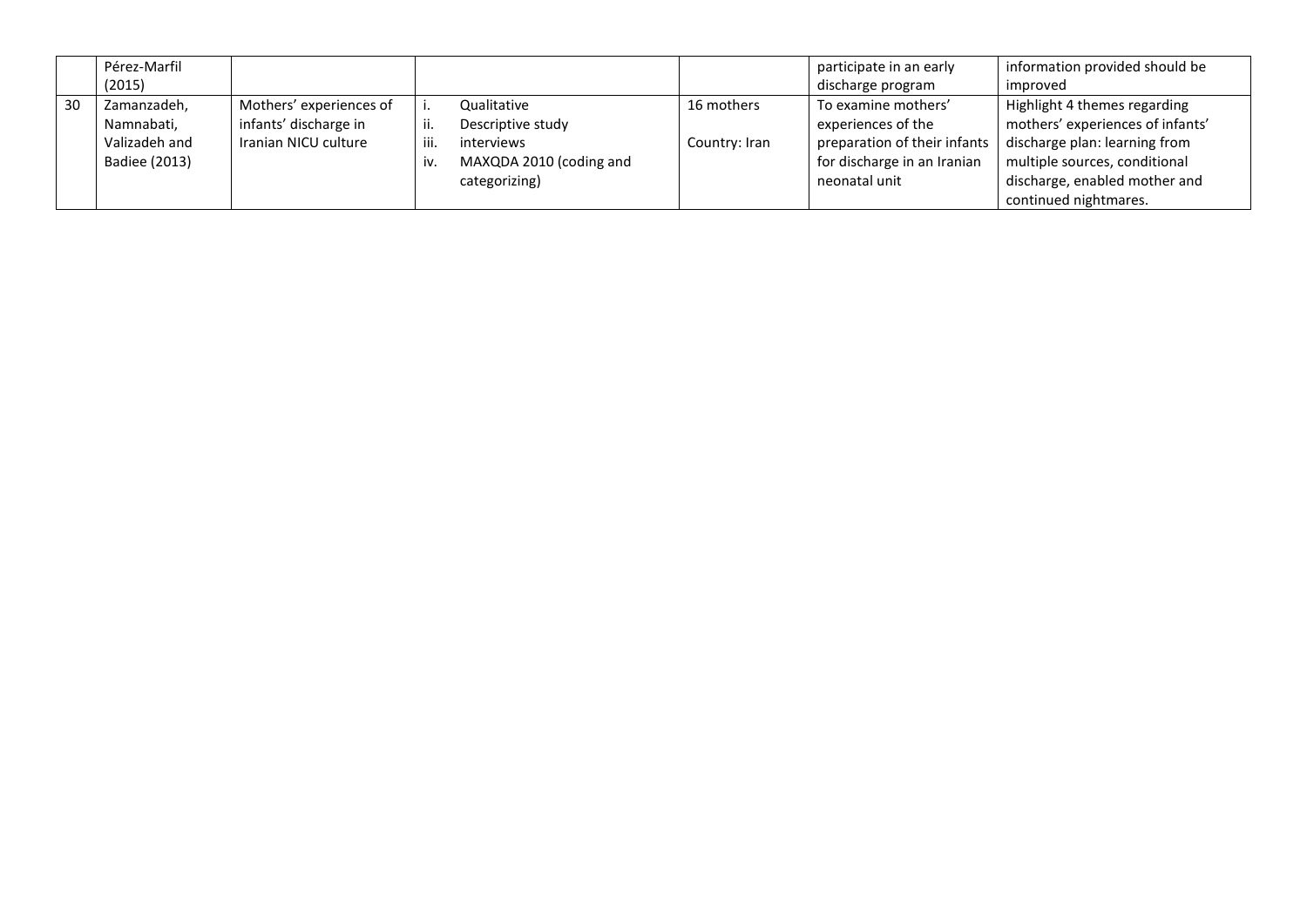| | | | | | | |
|---|---|---|---|---|---|---|
| | Pérez-Marfil (2015) | | | | participate in an early discharge program | information provided should be improved |
| 30 | Zamanzadeh, Namnabati, Valizadeh and Badiee (2013) | Mothers' experiences of infants' discharge in Iranian NICU culture | i. Qualitative<br>ii. Descriptive study<br>iii. interviews<br>iv. MAXQDA 2010 (coding and categorizing) | 16 mothers<br><br>Country: Iran | To examine mothers' experiences of the preparation of their infants for discharge in an Iranian neonatal unit | Highlight 4 themes regarding mothers' experiences of infants' discharge plan: learning from multiple sources, conditional discharge, enabled mother and continued nightmares. |